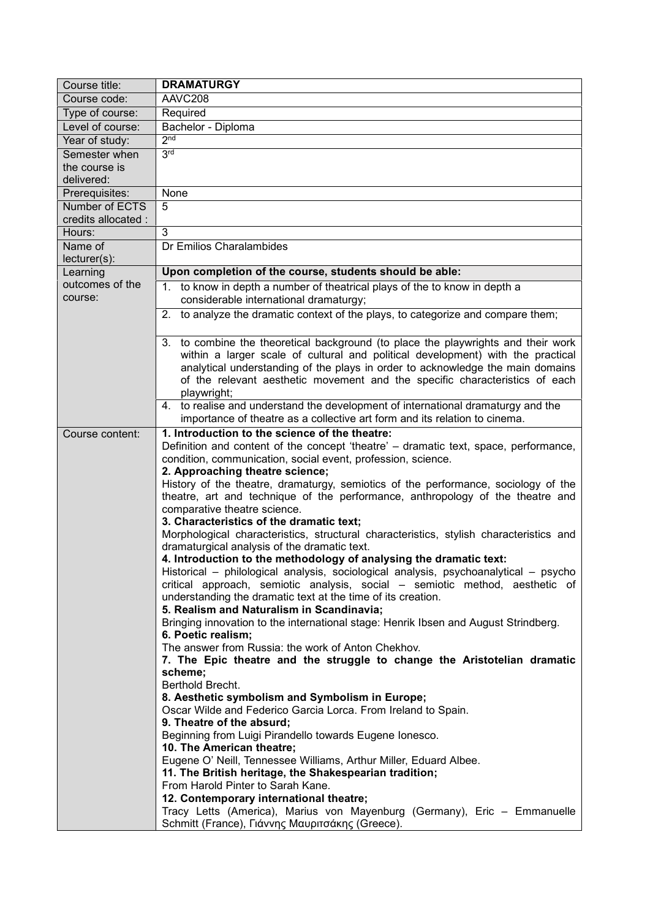| Course title: | **DRAMATURGY** |
|---|---|
| Course code: | AAVC208 |
| Type of course: | Required |
| Level of course: | Bachelor - Diploma |
| Year of study: | 2nd |
| Semester when the course is delivered: | 3rd |
| Prerequisites: | None |
| Number of ECTS credits allocated : | 5 |
| Hours: | 3 |
| Name of lecturer(s): | Dr Emilios Charalambides |
| Learning outcomes of the course: | **Upon completion of the course, students should be able:**<br>1. to know in depth a number of theatrical plays of the to know in depth a considerable international dramaturgy;<br>2. to analyze the dramatic context of the plays, to categorize and compare them;<br>3. to combine the theoretical background (to place the playwrights and their work within a larger scale of cultural and political development) with the practical analytical understanding of the plays in order to acknowledge the main domains of the relevant aesthetic movement and the specific characteristics of each playwright;<br>4. to realise and understand the development of international dramaturgy and the importance of theatre as a collective art form and its relation to cinema. |
| Course content: | **1. Introduction to the science of the theatre:**<br>Definition and content of the concept 'theatre' – dramatic text, space, performance, condition, communication, social event, profession, science.<br>**2. Approaching theatre science;**<br>History of the theatre, dramaturgy, semiotics of the performance, sociology of the theatre, art and technique of the performance, anthropology of the theatre and comparative theatre science.<br>**3. Characteristics of the dramatic text;**<br>Morphological characteristics, structural characteristics, stylish characteristics and dramaturgical analysis of the dramatic text.<br>**4. Introduction to the methodology of analysing the dramatic text:**<br>Historical – philological analysis, sociological analysis, psychoanalytical – psycho critical approach, semiotic analysis, social – semiotic method, aesthetic of understanding the dramatic text at the time of its creation.<br>**5. Realism and Naturalism in Scandinavia;**<br>Bringing innovation to the international stage: Henrik Ibsen and August Strindberg.<br>**6. Poetic realism;**<br>The answer from Russia: the work of Anton Chekhov.<br>**7. The Epic theatre and the struggle to change the Aristotelian dramatic scheme;**<br>Berthold Brecht.<br>**8. Aesthetic symbolism and Symbolism in Europe;**<br>Oscar Wilde and Federico Garcia Lorca. From Ireland to Spain.<br>**9. Theatre of the absurd;**<br>Beginning from Luigi Pirandello towards Eugene Ionesco.<br>**10. The American theatre;**<br>Eugene O' Neill, Tennessee Williams, Arthur Miller, Eduard Albee.<br>**11. The British heritage, the Shakespearian tradition;**<br>From Harold Pinter to Sarah Kane.<br>**12. Contemporary international theatre;**<br>Tracy Letts (America), Marius von Mayenburg (Germany), Eric – Emmanuelle Schmitt (France), Γιάννης Μαυριτσάκης (Greece). |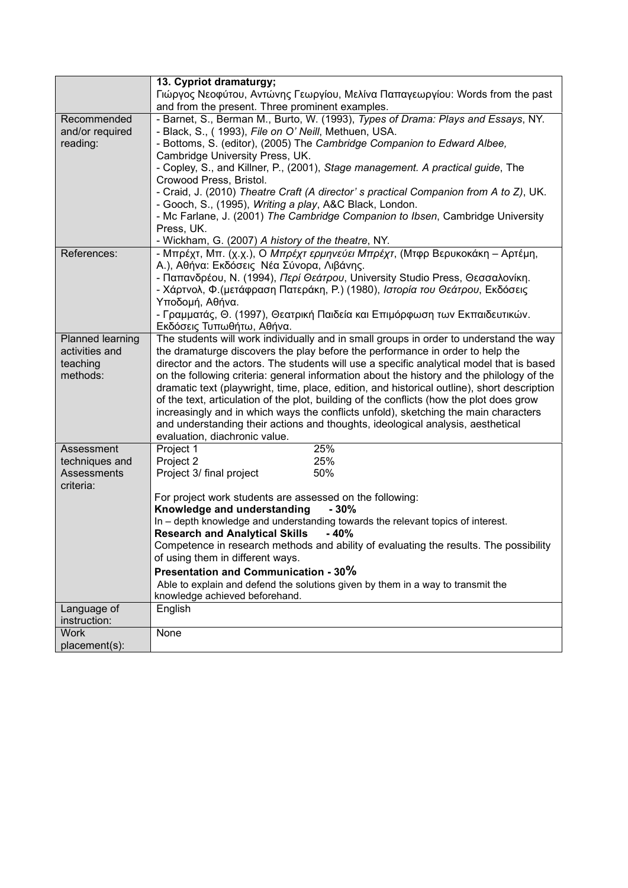| | |
|---|---|
| | **13. Cypriot dramaturgy;**<br>Γιώργος Νεοφύτου, Αντώνης Γεωργίου, Μελίνα Παπαγεωργίου: Words from the past and from the present. Three prominent examples. |
| Recommended and/or required reading: | - Barnet, S., Berman M., Burto, W. (1993), *Types of Drama: Plays and Essays*, NY.<br>- Black, S., ( 1993), *File on O' Neill*, Methuen, USA.<br>- Bottoms, S. (editor), (2005) The *Cambridge Companion to Edward Albee,* Cambridge University Press, UK.<br>- Copley, S., and Killner, P., (2001), *Stage management. A practical guide*, The Crowood Press, Bristol.<br>- Craid, J. (2010) *Theatre Craft (A director' s practical Companion from A to Z)*, UK.<br>- Gooch, S., (1995), *Writing a play*, A&C Black, London.<br>- Mc Farlane, J. (2001) *The Cambridge Companion to Ibsen*, Cambridge University Press, UK.<br>- Wickham, G. (2007) *A history of the theatre*, NY. |
| References: | - Μπρέχτ, Μπ. (χ.χ.), Ο *Μπρέχτ ερμηνεύει Μπρέχτ*, (Μτφρ Βερυκοκάκη – Αρτέμη, Α.), Αθήνα: Εκδόσεις Νέα Σύνορα, Λιβάνης.<br>- Παπανδρέου, Ν. (1994), *Περί Θεάτρου*, University Studio Press, Θεσσαλονίκη.<br>- Χάρτνολ, Φ.(μετάφραση Πατεράκη, Ρ.) (1980), *Ιστορία του Θεάτρου*, Εκδόσεις Υποδομή, Αθήνα.<br>- Γραμματάς, Θ. (1997), Θεατρική Παιδεία και Επιμόρφωση των Εκπαιδευτικών. Εκδόσεις Τυπωθήτω, Αθήνα. |
| Planned learning activities and teaching methods: | The students will work individually and in small groups in order to understand the way the dramaturge discovers the play before the performance in order to help the director and the actors. The students will use a specific analytical model that is based on the following criteria: general information about the history and the philology of the dramatic text (playwright, time, place, edition, and historical outline), short description of the text, articulation of the plot, building of the conflicts (how the plot does grow increasingly and in which ways the conflicts unfold), sketching the main characters and understanding their actions and thoughts, ideological analysis, aesthetical evaluation, diachronic value. |
| Assessment techniques and Assessments criteria: | Project 1 25%<br>Project 2 25%<br>Project 3/ final project 50%<br><br>For project work students are assessed on the following:<br>**Knowledge and understanding - 30%**<br>In – depth knowledge and understanding towards the relevant topics of interest.<br>**Research and Analytical Skills - 40%**<br>Competence in research methods and ability of evaluating the results. The possibility of using them in different ways.<br>**Presentation and Communication - 30%**<br>Able to explain and defend the solutions given by them in a way to transmit the knowledge achieved beforehand. |
| Language of instruction: | English |
| Work placement(s): | None |